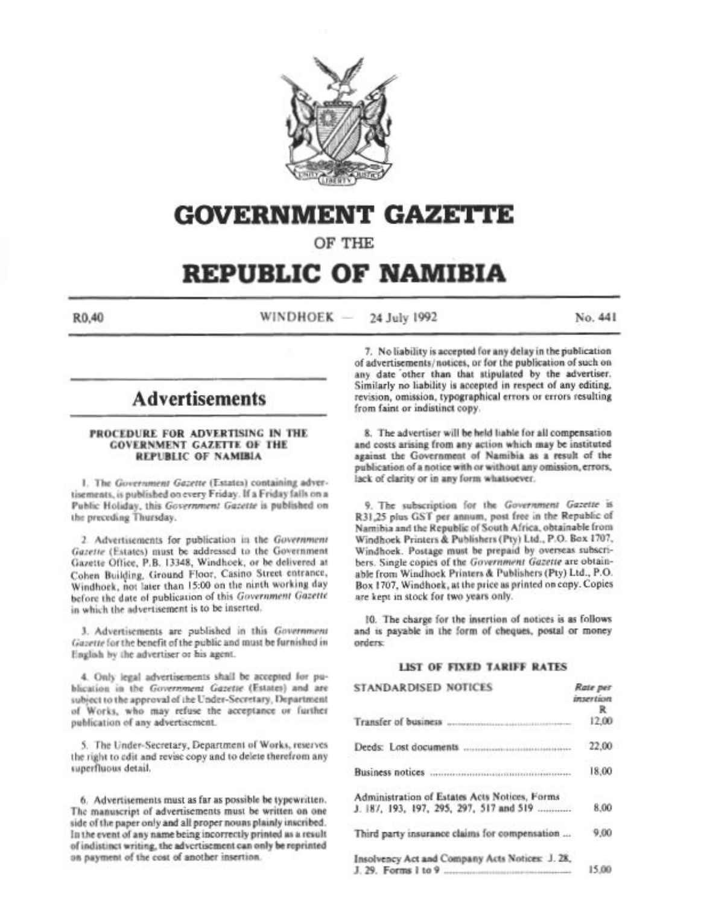# GOVERNMENT GAZETTE

OF THE

# REPUBLIC OF NAMIBIA

R0,40 WINDHOEK — 24 July 1992 No. 441

## Advertisements

### PROCEDURE FOR ADVERTISING IN THE GOVERNMENT GAZETTE OF THE REPUBLIC OF NAMIBIA

1. The *Government Gazette* (Estates) containing advertisements, is published on every Friday. If a Friday falls on a Public Holiday, this *Government Gazette* is published on the preceding Thursday.

2. Advertisements for publication in the *Government Gazette* (Estates) must be addressed to the Government Gazette Office, P.B. 13348, Windhoek, or be delivered at Cohen Building, Ground Floor, Casino Street entrance, Windhoek, not later than 15:00 on the ninth working day before the date of publication of this *Government Gazette* in which the advertisement is to be inserted.

3. Advertisements are published in this *Government Gazette* for the benefit of the public and must be furnished in English by the advertiser or his agent.

4. Only legal advertisements shall be accepted for publication in the *Government Gazette* (Estates) and are subject to the approval of the Under-Secretary, Department of Works, who may refuse the acceptance or further publication of any advertisement.

5. The Under-Secretary, Department of Works, reserves the right to edit and revise copy and to delete therefrom any superfluous detail.

6. Advertisements must as far as possible be typewritten. The manuscript of advertisements must be written on one side of the paper only and all proper nouns plainly inscribed. In the event of any name being incorrectly printed as a result of indistinct writing, the advertisement can only be reprinted on payment of the cost of another insertion.

7. No liability is accepted for any delay in the publication of advertisements/notices, or for the publication of such on any date other than that stipulated by the advertiser. Similarly no liability is accepted in respect of any editing, revision, omission, typographical errors or errors resulting from faint or indistinct copy.

8. The advertiser will be held liable for all compensation and costs arising from any action which may be instituted against the Government of Namibia as a result of the publication of a notice with or without any omission, errors, lack of clarity or in any form whatsoever.

9. The subscription for the *Government Gazette* is R31,25 plus GST per annum, post free in the Republic of Namibia and the Republic of South Africa, obtainable from Windhoek Printers & Publishers (Pty) Ltd., P.O. Box 1707, Windhoek. Postage must be prepaid by overseas subscribers. Single copies of the *Government Gazette* are obtainable from Windhoek Printers & Publishers (Pty) Ltd., P.O. Box 1707, Windhoek, at the price as printed on copy. Copies are kept in stock for two years only.

10. The charge for the insertion of notices is as follows and is payable in the form of cheques, postal or money orders:

### LIST OF FIXED TARIFF RATES

| STANDARDISED NOTICES | *Rate per insertion* R |
|---|---|
| Transfer of business | 12,00 |
| Deeds: Lost documents | 22,00 |
| Business notices | 18,00 |
| Administration of Estates Acts Notices, Forms J. 187, 193, 197, 295, 297, 517 and 519 | 8,00 |
| Third party insurance claims for compensation | 9,00 |
| Insolvency Act and Company Acts Notices: J. 28, J. 29. Forms 1 to 9 | 15,00 |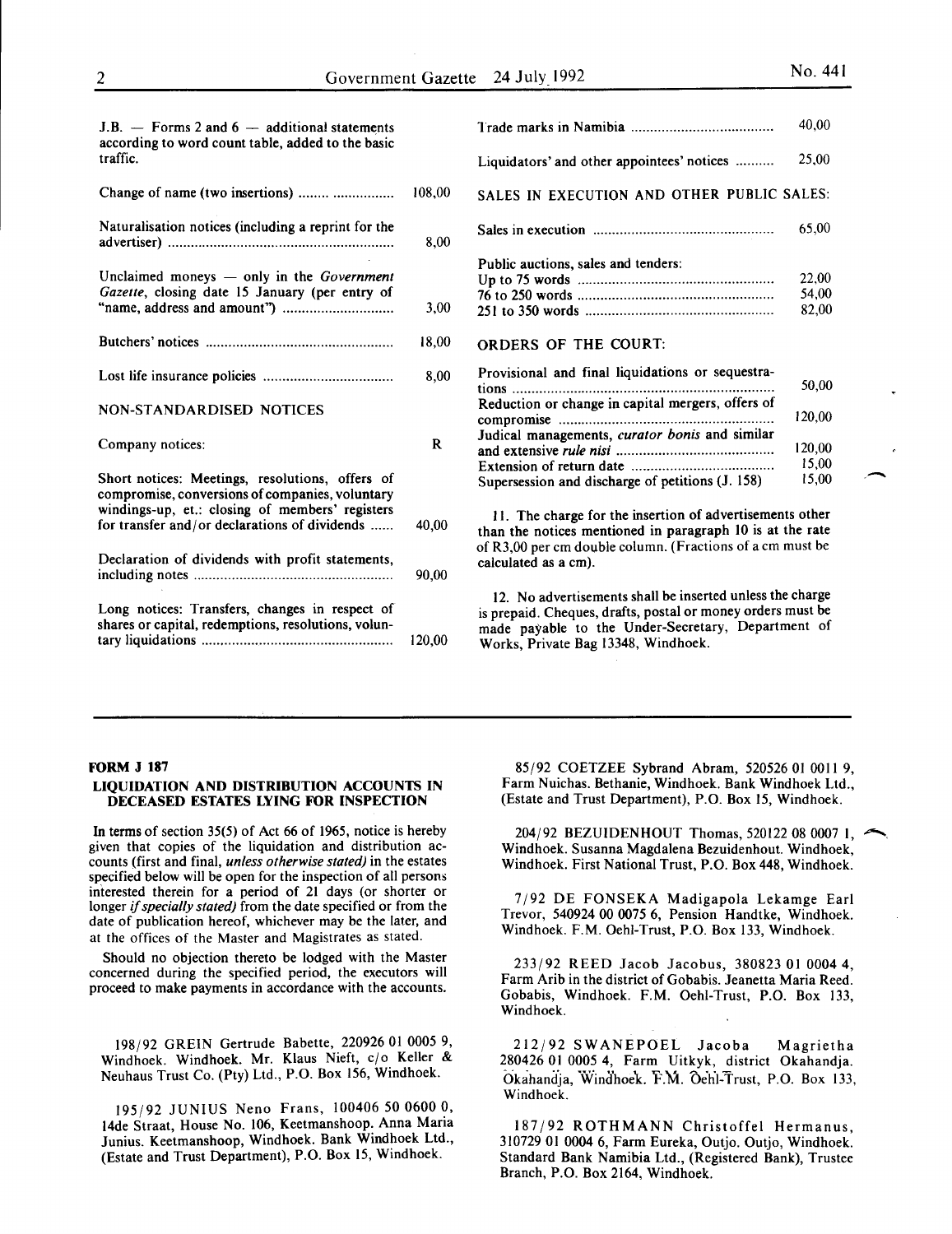J.B. — Forms 2 and 6 — additional statements according to word count table, added to the basic traffic.

| | |
|---|---|
| Change of name (two insertions) | 108,00 |
| Naturalisation notices (including a reprint for the advertiser) | 8,00 |
| Unclaimed moneys — only in the *Government Gazette*, closing date 15 January (per entry of "name, address and amount") | 3,00 |
| Butchers' notices | 18,00 |
| Lost life insurance policies | 8,00 |

NON-STANDARDISED NOTICES

| | |
|---|---|
| Company notices: | R |
| Short notices: Meetings, resolutions, offers of compromise, conversions of companies, voluntary windings-up, et.: closing of members' registers for transfer and/or declarations of dividends | 40,00 |
| Declaration of dividends with profit statements, including notes | 90,00 |
| Long notices: Transfers, changes in respect of shares or capital, redemptions, resolutions, voluntary liquidations | 120,00 |
| Trade marks in Namibia | 40,00 |
| Liquidators' and other appointees' notices | 25,00 |

SALES IN EXECUTION AND OTHER PUBLIC SALES:

| | |
|---|---|
| Sales in execution | 65,00 |
| Public auctions, sales and tenders: | |
| Up to 75 words | 22,00 |
| 76 to 250 words | 54,00 |
| 251 to 350 words | 82,00 |

ORDERS OF THE COURT:

| | |
|---|---|
| Provisional and final liquidations or sequestrations | 50,00 |
| Reduction or change in capital mergers, offers of compromise | 120,00 |
| Judical managements, *curator bonis* and similar and extensive *rule nisi* | 120,00 |
| Extension of return date | 15,00 |
| Supersession and discharge of petitions (J. 158) | 15,00 |

11. The charge for the insertion of advertisements other than the notices mentioned in paragraph 10 is at the rate of R3,00 per cm double column. (Fractions of a cm must be calculated as a cm).

12. No advertisements shall be inserted unless the charge is prepaid. Cheques, drafts, postal or money orders must be made payable to the Under-Secretary, Department of Works, Private Bag 13348, Windhoek.

---

**FORM J 187**

## LIQUIDATION AND DISTRIBUTION ACCOUNTS IN DECEASED ESTATES LYING FOR INSPECTION

In terms of section 35(5) of Act 66 of 1965, notice is hereby given that copies of the liquidation and distribution accounts (first and final, *unless otherwise stated)* in the estates specified below will be open for the inspection of all persons interested therein for a period of 21 days (or shorter or longer *if specially stated)* from the date specified or from the date of publication hereof, whichever may be the later, and at the offices of the Master and Magistrates as stated.

Should no objection thereto be lodged with the Master concerned during the specified period, the executors will proceed to make payments in accordance with the accounts.

198/92 GREIN Gertrude Babette, 220926 01 0005 9, Windhoek. Windhoek. Mr. Klaus Nieft, c/o Keller & Neuhaus Trust Co. (Pty) Ltd., P.O. Box 156, Windhoek.

195/92 JUNIUS Neno Frans, 100406 50 0600 0, 14de Straat, House No. 106, Keetmanshoop. Anna Maria Junius. Keetmanshoop, Windhoek. Bank Windhoek Ltd., (Estate and Trust Department), P.O. Box 15, Windhoek.

85/92 COETZEE Sybrand Abram, 520526 01 0011 9, Farm Nuichas. Bethanie, Windhoek. Bank Windhoek Ltd., (Estate and Trust Department), P.O. Box 15, Windhoek.

204/92 BEZUIDENHOUT Thomas, 520122 08 0007 1, Windhoek. Susanna Magdalena Bezuidenhout. Windhoek, Windhoek. First National Trust, P.O. Box 448, Windhoek.

7/92 DE FONSEKA Madigapola Lekamge Earl Trevor, 540924 00 0075 6, Pension Handtke, Windhoek. Windhoek. F.M. Oehl-Trust, P.O. Box 133, Windhoek.

233/92 REED Jacob Jacobus, 380823 01 0004 4, Farm Arib in the district of Gobabis. Jeanetta Maria Reed. Gobabis, Windhoek. F.M. Oehl-Trust, P.O. Box 133, Windhoek.

212/92 SWANEPOEL Jacoba Magrietha 280426 01 0005 4, Farm Uitkyk, district Okahandja. Okahandja, Windhoek. F.M. Oehl-Trust, P.O. Box 133, Windhoek.

187/92 ROTHMANN Christoffel Hermanus, 310729 01 0004 6, Farm Eureka, Outjo. Outjo, Windhoek. Standard Bank Namibia Ltd., (Registered Bank), Trustee Branch, P.O. Box 2164, Windhoek.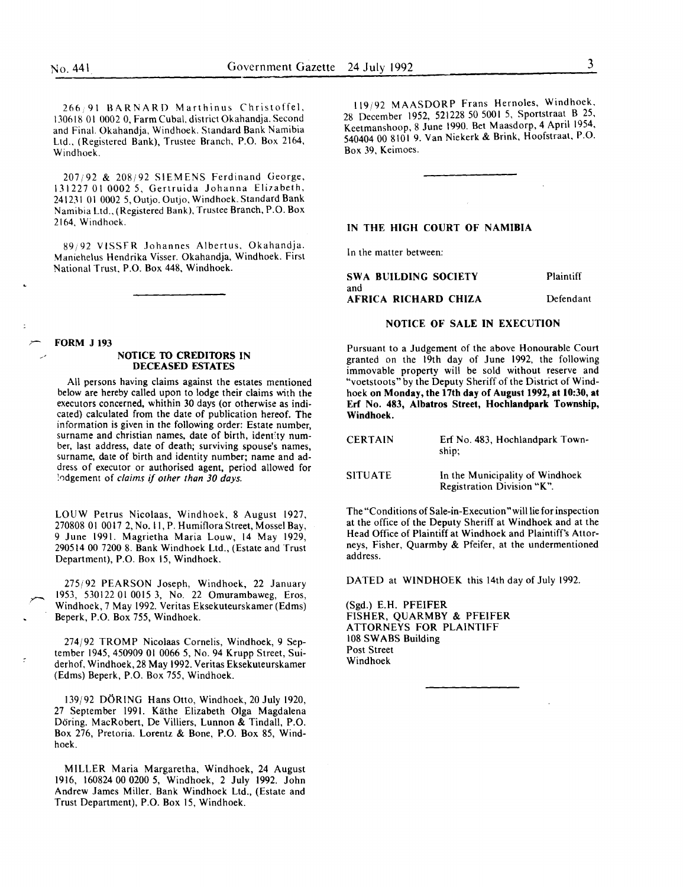266/91 BARNARD Marthinus Christoffel, 130618 01 0002 0, Farm Cubal, district Okahandja. Second and Final. Okahandja, Windhoek. Standard Bank Namibia Ltd., (Registered Bank), Trustee Branch, P.O. Box 2164, Windhoek.

207/92 & 208/92 SIEMENS Ferdinand George, 131227 01 0002 5, Gertruida Johanna Elizabeth, 241231 01 0002 5, Outjo. Outjo, Windhoek. Standard Bank Namibia Ltd., (Registered Bank), Trustee Branch, P.O. Box 2164, Windhoek.

89/92 VISSER Johannes Albertus, Okahandja. Maniehelus Hendrika Visser. Okahandja, Windhoek. First National Trust, P.O. Box 448, Windhoek.

---

**FORM J 193**

### NOTICE TO CREDITORS IN DECEASED ESTATES

All persons having claims against the estates mentioned below are hereby called upon to lodge their claims with the executors concerned, whithin 30 days (or otherwise as indicated) calculated from the date of publication hereof. The information is given in the following order: Estate number, surname and christian names, date of birth, identity number, last address, date of death; surviving spouse's names, surname, date of birth and identity number; name and address of executor or authorised agent, period allowed for lodgement of *claims if other than 30 days.*

LOUW Petrus Nicolaas, Windhoek, 8 August 1927, 270808 01 0017 2, No. 11, P. Humiflora Street, Mossel Bay, 9 June 1991. Magrietha Maria Louw, 14 May 1929, 290514 00 7200 8. Bank Windhoek Ltd., (Estate and Trust Department), P.O. Box 15, Windhoek.

275/92 PEARSON Joseph, Windhoek, 22 January 1953, 530122 01 0015 3, No. 22 Omurambaweg, Eros, Windhoek, 7 May 1992. Veritas Eksekuteurskamer (Edms) Beperk, P.O. Box 755, Windhoek.

274/92 TROMP Nicolaas Cornelis, Windhoek, 9 September 1945, 450909 01 0066 5, No. 94 Krupp Street, Suiderhof, Windhoek, 28 May 1992. Veritas Eksekuteurskamer (Edms) Beperk, P.O. Box 755, Windhoek.

139/92 DÖRING Hans Otto, Windhoek, 20 July 1920, 27 September 1991. Käthe Elizabeth Olga Magdalena Döring. MacRobert, De Villiers, Lunnon & Tindall, P.O. Box 276, Pretoria. Lorentz & Bone, P.O. Box 85, Windhoek.

MILLER Maria Margaretha, Windhoek, 24 August 1916, 160824 00 0200 5, Windhoek, 2 July 1992. John Andrew James Miller. Bank Windhoek Ltd., (Estate and Trust Department), P.O. Box 15, Windhoek.

119/92 MAASDORP Frans Hernoles, Windhoek, 28 December 1952, 521228 50 5001 5, Sportstraat B 25, Keetmanshoop, 8 June 1990. Bet Maasdorp, 4 April 1954, 540404 00 8101 9. Van Niekerk & Brink, Hoofstraat, P.O. Box 39, Keimoes.

---

**IN THE HIGH COURT OF NAMIBIA**

In the matter between:

**SWA BUILDING SOCIETY** — Plaintiff

and

**AFRICA RICHARD CHIZA** — Defendant

**NOTICE OF SALE IN EXECUTION**

Pursuant to a Judgement of the above Honourable Court granted on the 19th day of June 1992, the following immovable property will be sold without reserve and "voetstoots" by the Deputy Sheriff of the District of Windhoek **on Monday, the 17th day of August 1992, at 10:30, at Erf No. 483, Albatros Street, Hochlandpark Township, Windhoek.**

CERTAIN — Erf No. 483, Hochlandpark Township;

SITUATE — In the Municipality of Windhoek Registration Division "K".

The "Conditions of Sale-in-Execution" will lie for inspection at the office of the Deputy Sheriff at Windhoek and at the Head Office of Plaintiff at Windhoek and Plaintiff's Attorneys, Fisher, Quarmby & Pfeifer, at the undermentioned address.

DATED at WINDHOEK this 14th day of July 1992.

(Sgd.) E.H. PFEIFER  
FISHER, QUARMBY & PFEIFER  
ATTORNEYS FOR PLAINTIFF  
108 SWABS Building  
Post Street  
Windhoek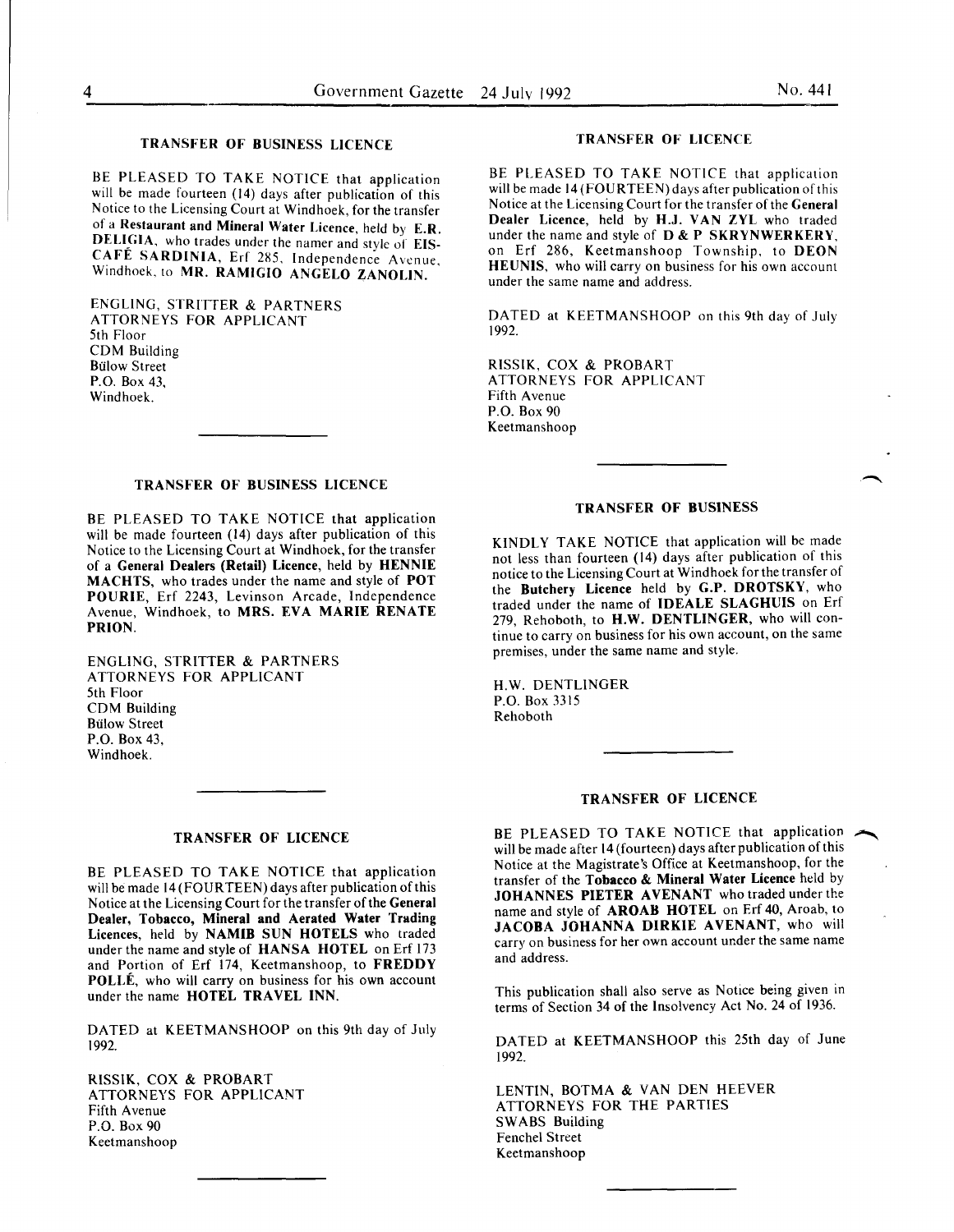### TRANSFER OF BUSINESS LICENCE

BE PLEASED TO TAKE NOTICE that application will be made fourteen (14) days after publication of this Notice to the Licensing Court at Windhoek, for the transfer of a **Restaurant and Mineral Water Licence**, held by **E.R. DELIGIA**, who trades under the namer and style of **EIS-CAFÉ SARDINIA**, Erf 285, Independence Avenue, Windhoek, to **MR. RAMIGIO ANGELO ZANOLIN.**

ENGLING, STRITTER & PARTNERS
ATTORNEYS FOR APPLICANT
5th Floor
CDM Building
Bülow Street
P.O. Box 43,
Windhoek.

### TRANSFER OF BUSINESS LICENCE

BE PLEASED TO TAKE NOTICE that application will be made fourteen (14) days after publication of this Notice to the Licensing Court at Windhoek, for the transfer of a **General Dealers (Retail) Licence**, held by **HENNIE MACHTS**, who trades under the name and style of **POT POURIE**, Erf 2243, Levinson Arcade, Independence Avenue, Windhoek, to **MRS. EVA MARIE RENATE PRION**.

ENGLING, STRITTER & PARTNERS
ATTORNEYS FOR APPLICANT
5th Floor
CDM Building
Bülow Street
P.O. Box 43,
Windhoek.

### TRANSFER OF LICENCE

BE PLEASED TO TAKE NOTICE that application will be made 14 (FOURTEEN) days after publication of this Notice at the Licensing Court for the transfer of the **General Dealer, Tobacco, Mineral and Aerated Water Trading Licences**, held by **NAMIB SUN HOTELS** who traded under the name and style of **HANSA HOTEL** on Erf 173 and Portion of Erf 174, Keetmanshoop, to **FREDDY POLLÉ**, who will carry on business for his own account under the name **HOTEL TRAVEL INN.**

DATED at KEETMANSHOOP on this 9th day of July 1992.

RISSIK, COX & PROBART
ATTORNEYS FOR APPLICANT
Fifth Avenue
P.O. Box 90
Keetmanshoop

### TRANSFER OF LICENCE

BE PLEASED TO TAKE NOTICE that application will be made 14 (FOURTEEN) days after publication of this Notice at the Licensing Court for the transfer of the **General Dealer Licence**, held by **H.J. VAN ZYL** who traded under the name and style of **D & P SKRYNWERKERY**, on Erf 286, Keetmanshoop Township, to **DEON HEUNIS**, who will carry on business for his own account under the same name and address.

DATED at KEETMANSHOOP on this 9th day of July 1992.

RISSIK, COX & PROBART
ATTORNEYS FOR APPLICANT
Fifth Avenue
P.O. Box 90
Keetmanshoop

### TRANSFER OF BUSINESS

KINDLY TAKE NOTICE that application will be made not less than fourteen (14) days after publication of this notice to the Licensing Court at Windhoek for the transfer of the **Butchery Licence** held by **G.P. DROTSKY**, who traded under the name of **IDEALE SLAGHUIS** on Erf 279, Rehoboth, to **H.W. DENTLINGER,** who will continue to carry on business for his own account, on the same premises, under the same name and style.

H.W. DENTLINGER
P.O. Box 3315
Rehoboth

### TRANSFER OF LICENCE

BE PLEASED TO TAKE NOTICE that application will be made after 14 (fourteen) days after publication of this Notice at the Magistrate's Office at Keetmanshoop, for the transfer of the **Tobacco & Mineral Water Licence** held by **JOHANNES PIETER AVENANT** who traded under the name and style of **AROAB HOTEL** on Erf 40, Aroab, to **JACOBA JOHANNA DIRKIE AVENANT**, who will carry on business for her own account under the same name and address.

This publication shall also serve as Notice being given in terms of Section 34 of the Insolvency Act No. 24 of 1936.

DATED at KEETMANSHOOP this 25th day of June 1992.

LENTIN, BOTMA & VAN DEN HEEVER
ATTORNEYS FOR THE PARTIES
SWABS Building
Fenchel Street
Keetmanshoop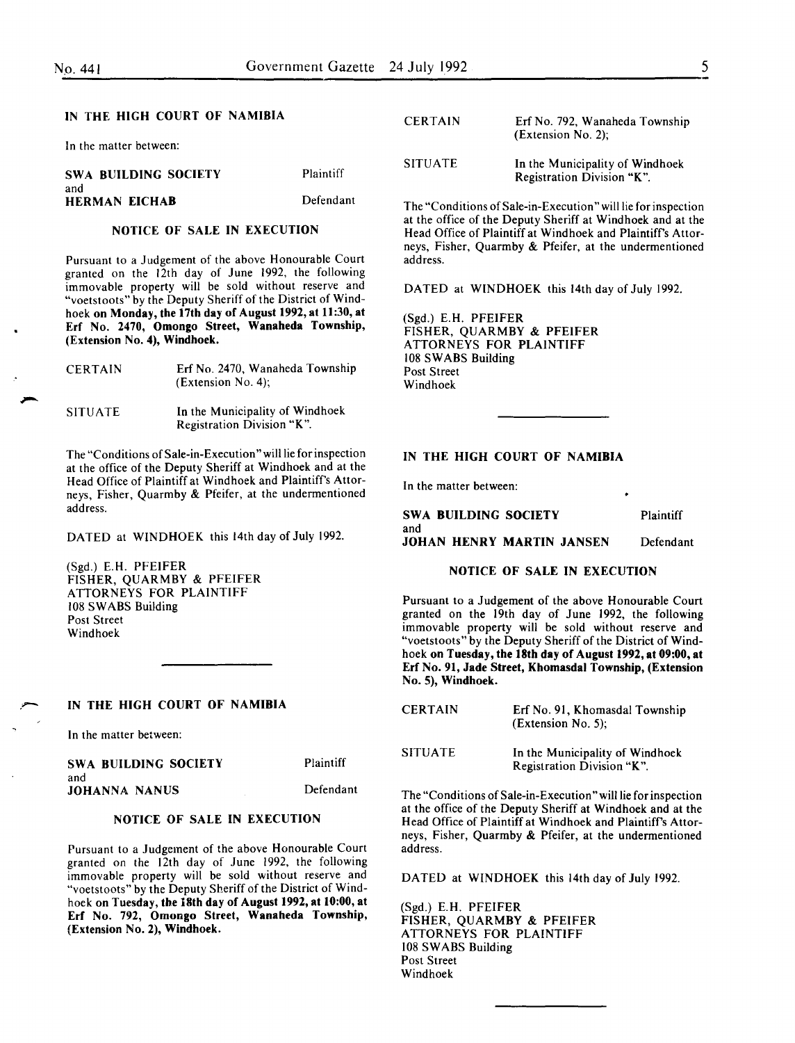## IN THE HIGH COURT OF NAMIBIA

In the matter between:

| | |
|---|---|
| **SWA BUILDING SOCIETY** | Plaintiff |
| and | |
| **HERMAN EICHAB** | Defendant |

### NOTICE OF SALE IN EXECUTION

Pursuant to a Judgement of the above Honourable Court granted on the 12th day of June 1992, the following immovable property will be sold without reserve and "voetstoots" by the Deputy Sheriff of the District of Windhoek **on Monday, the 17th day of August 1992, at 11:30, at Erf No. 2470, Omongo Street, Wanaheda Township, (Extension No. 4), Windhoek.**

| | |
|---|---|
| CERTAIN | Erf No. 2470, Wanaheda Township (Extension No. 4); |
| SITUATE | In the Municipality of Windhoek Registration Division "K". |

The "Conditions of Sale-in-Execution" will lie for inspection at the office of the Deputy Sheriff at Windhoek and at the Head Office of Plaintiff at Windhoek and Plaintiff's Attorneys, Fisher, Quarmby & Pfeifer, at the undermentioned address.

DATED at WINDHOEK this 14th day of July 1992.

(Sgd.) E.H. PFEIFER
FISHER, QUARMBY & PFEIFER
ATTORNEYS FOR PLAINTIFF
108 SWABS Building
Post Street
Windhoek

---

## IN THE HIGH COURT OF NAMIBIA

In the matter between:

| | |
|---|---|
| **SWA BUILDING SOCIETY** | Plaintiff |
| and | |
| **JOHANNA NANUS** | Defendant |

### NOTICE OF SALE IN EXECUTION

Pursuant to a Judgement of the above Honourable Court granted on the 12th day of June 1992, the following immovable property will be sold without reserve and "voetstoots" by the Deputy Sheriff of the District of Windhoek **on Tuesday, the 18th day of August 1992, at 10:00, at Erf No. 792, Omongo Street, Wanaheda Township, (Extension No. 2), Windhoek.**

| | |
|---|---|
| CERTAIN | Erf No. 792, Wanaheda Township (Extension No. 2); |
| SITUATE | In the Municipality of Windhoek Registration Division "K". |

The "Conditions of Sale-in-Execution" will lie for inspection at the office of the Deputy Sheriff at Windhoek and at the Head Office of Plaintiff at Windhoek and Plaintiff's Attorneys, Fisher, Quarmby & Pfeifer, at the undermentioned address.

DATED at WINDHOEK this 14th day of July 1992.

(Sgd.) E.H. PFEIFER
FISHER, QUARMBY & PFEIFER
ATTORNEYS FOR PLAINTIFF
108 SWABS Building
Post Street
Windhoek

---

## IN THE HIGH COURT OF NAMIBIA

In the matter between:

| | |
|---|---|
| **SWA BUILDING SOCIETY** | Plaintiff |
| and | |
| **JOHAN HENRY MARTIN JANSEN** | Defendant |

### NOTICE OF SALE IN EXECUTION

Pursuant to a Judgement of the above Honourable Court granted on the 19th day of June 1992, the following immovable property will be sold without reserve and "voetstoots" by the Deputy Sheriff of the District of Windhoek **on Tuesday, the 18th day of August 1992, at 09:00, at Erf No. 91, Jade Street, Khomasdal Township, (Extension No. 5), Windhoek.**

| | |
|---|---|
| CERTAIN | Erf No. 91, Khomasdal Township (Extension No. 5); |
| SITUATE | In the Municipality of Windhoek Registration Division "K". |

The "Conditions of Sale-in-Execution" will lie for inspection at the office of the Deputy Sheriff at Windhoek and at the Head Office of Plaintiff at Windhoek and Plaintiff's Attorneys, Fisher, Quarmby & Pfeifer, at the undermentioned address.

DATED at WINDHOEK this 14th day of July 1992.

(Sgd.) E.H. PFEIFER
FISHER, QUARMBY & PFEIFER
ATTORNEYS FOR PLAINTIFF
108 SWABS Building
Post Street
Windhoek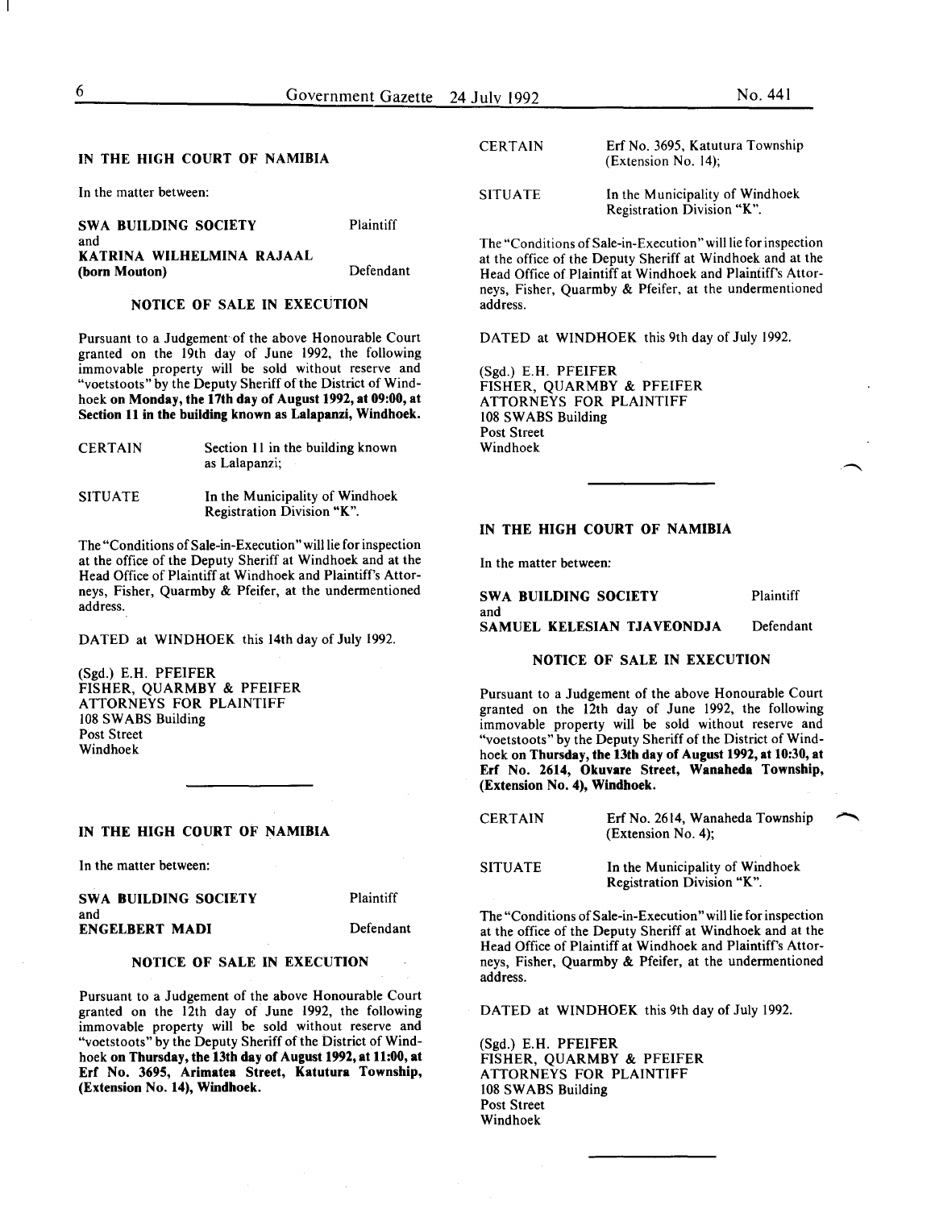## IN THE HIGH COURT OF NAMIBIA

In the matter between:

**SWA BUILDING SOCIETY** Plaintiff

and

**KATRINA WILHELMINA RAJAAL (born Mouton)** Defendant

### NOTICE OF SALE IN EXECUTION

Pursuant to a Judgement of the above Honourable Court granted on the 19th day of June 1992, the following immovable property will be sold without reserve and "voetstoots" by the Deputy Sheriff of the District of Windhoek **on Monday, the 17th day of August 1992, at 09:00, at Section 11 in the building known as Lalapanzi, Windhoek.**

| | |
|---|---|
| CERTAIN | Section 11 in the building known as Lalapanzi; |
| SITUATE | In the Municipality of Windhoek Registration Division "K". |

The "Conditions of Sale-in-Execution" will lie for inspection at the office of the Deputy Sheriff at Windhoek and at the Head Office of Plaintiff at Windhoek and Plaintiff's Attorneys, Fisher, Quarmby & Pfeifer, at the undermentioned address.

DATED at WINDHOEK this 14th day of July 1992.

(Sgd.) E.H. PFEIFER
FISHER, QUARMBY & PFEIFER
ATTORNEYS FOR PLAINTIFF
108 SWABS Building
Post Street
Windhoek

---

## IN THE HIGH COURT OF NAMIBIA

In the matter between:

**SWA BUILDING SOCIETY** Plaintiff

and

**ENGELBERT MADI** Defendant

### NOTICE OF SALE IN EXECUTION

Pursuant to a Judgement of the above Honourable Court granted on the 12th day of June 1992, the following immovable property will be sold without reserve and "voetstoots" by the Deputy Sheriff of the District of Windhoek **on Thursday, the 13th day of August 1992, at 11:00, at Erf No. 3695, Arimatea Street, Katutura Township, (Extension No. 14), Windhoek.**

| | |
|---|---|
| CERTAIN | Erf No. 3695, Katutura Township (Extension No. 14); |
| SITUATE | In the Municipality of Windhoek Registration Division "K". |

The "Conditions of Sale-in-Execution" will lie for inspection at the office of the Deputy Sheriff at Windhoek and at the Head Office of Plaintiff at Windhoek and Plaintiff's Attorneys, Fisher, Quarmby & Pfeifer, at the undermentioned address.

DATED at WINDHOEK this 9th day of July 1992.

(Sgd.) E.H. PFEIFER
FISHER, QUARMBY & PFEIFER
ATTORNEYS FOR PLAINTIFF
108 SWABS Building
Post Street
Windhoek

---

## IN THE HIGH COURT OF NAMIBIA

In the matter between:

**SWA BUILDING SOCIETY** Plaintiff

and

**SAMUEL KELESIAN TJAVEONDJA** Defendant

### NOTICE OF SALE IN EXECUTION

Pursuant to a Judgement of the above Honourable Court granted on the 12th day of June 1992, the following immovable property will be sold without reserve and "voetstoots" by the Deputy Sheriff of the District of Windhoek **on Thursday, the 13th day of August 1992, at 10:30, at Erf No. 2614, Okuvare Street, Wanaheda Township, (Extension No. 4), Windhoek.**

| | |
|---|---|
| CERTAIN | Erf No. 2614, Wanaheda Township (Extension No. 4); |
| SITUATE | In the Municipality of Windhoek Registration Division "K". |

The "Conditions of Sale-in-Execution" will lie for inspection at the office of the Deputy Sheriff at Windhoek and at the Head Office of Plaintiff at Windhoek and Plaintiff's Attorneys, Fisher, Quarmby & Pfeifer, at the undermentioned address.

DATED at WINDHOEK this 9th day of July 1992.

(Sgd.) E.H. PFEIFER
FISHER, QUARMBY & PFEIFER
ATTORNEYS FOR PLAINTIFF
108 SWABS Building
Post Street
Windhoek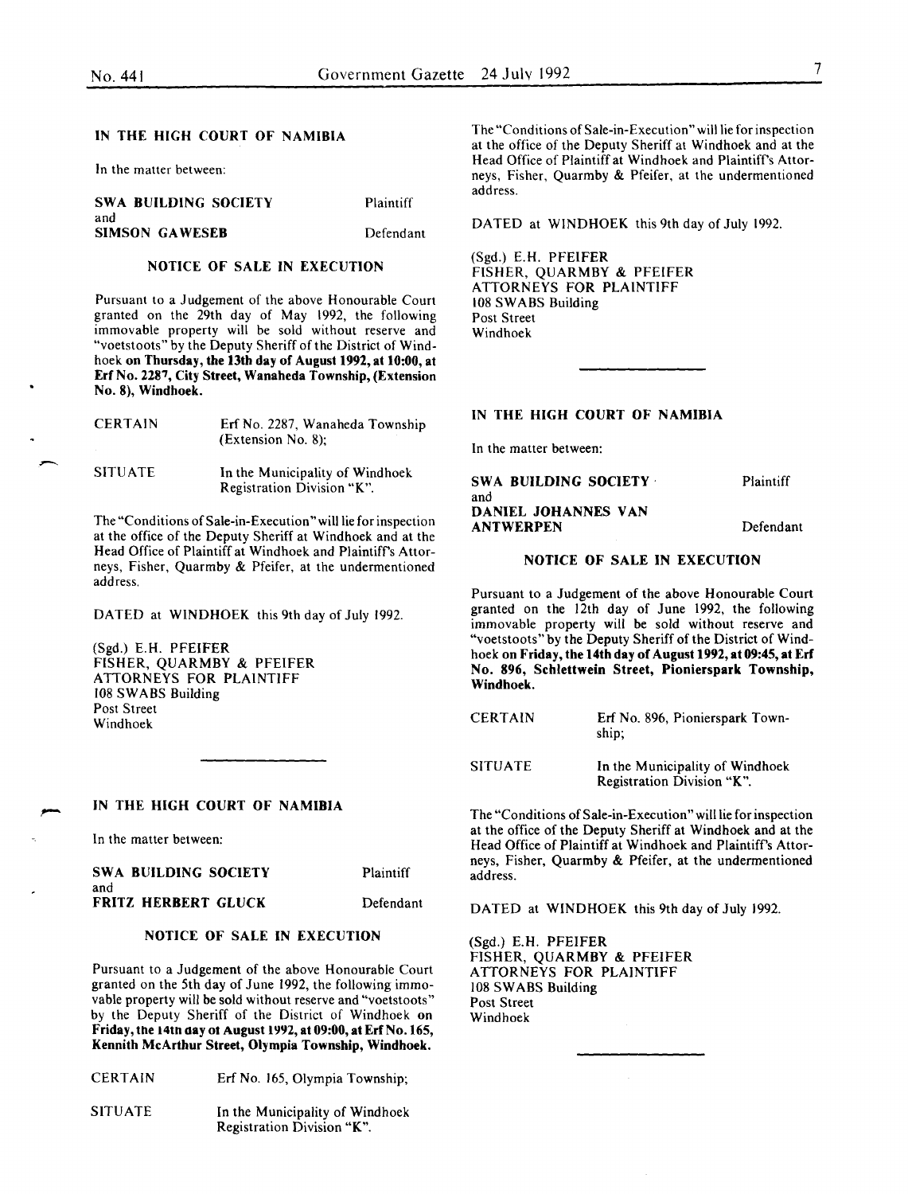## IN THE HIGH COURT OF NAMIBIA

In the matter between:

| | |
|---|---|
| **SWA BUILDING SOCIETY** | Plaintiff |
| and | |
| **SIMSON GAWESEB** | Defendant |

### NOTICE OF SALE IN EXECUTION

Pursuant to a Judgement of the above Honourable Court granted on the 29th day of May 1992, the following immovable property will be sold without reserve and "voetstoots" by the Deputy Sheriff of the District of Windhoek **on Thursday, the 13th day of August 1992, at 10:00, at Erf No. 2287, City Street, Wanaheda Township, (Extension No. 8), Windhoek.**

| | |
|---|---|
| CERTAIN | Erf No. 2287, Wanaheda Township (Extension No. 8); |
| SITUATE | In the Municipality of Windhoek Registration Division "K". |

The "Conditions of Sale-in-Execution" will lie for inspection at the office of the Deputy Sheriff at Windhoek and at the Head Office of Plaintiff at Windhoek and Plaintiff's Attorneys, Fisher, Quarmby & Pfeifer, at the undermentioned address.

DATED at WINDHOEK this 9th day of July 1992.

(Sgd.) E.H. PFEIFER
FISHER, QUARMBY & PFEIFER
ATTORNEYS FOR PLAINTIFF
108 SWABS Building
Post Street
Windhoek

---

## IN THE HIGH COURT OF NAMIBIA

In the matter between:

| | |
|---|---|
| **SWA BUILDING SOCIETY** | Plaintiff |
| and | |
| **FRITZ HERBERT GLUCK** | Defendant |

### NOTICE OF SALE IN EXECUTION

Pursuant to a Judgement of the above Honourable Court granted on the 5th day of June 1992, the following immovable property will be sold without reserve and "voetstoots" by the Deputy Sheriff of the District of Windhoek **on Friday, the 14th day of August 1992, at 09:00, at Erf No. 165, Kennith McArthur Street, Olympia Township, Windhoek.**

| | |
|---|---|
| CERTAIN | Erf No. 165, Olympia Township; |
| SITUATE | In the Municipality of Windhoek Registration Division "K". |

The "Conditions of Sale-in-Execution" will lie for inspection at the office of the Deputy Sheriff at Windhoek and at the Head Office of Plaintiff at Windhoek and Plaintiff's Attorneys, Fisher, Quarmby & Pfeifer, at the undermentioned address.

DATED at WINDHOEK this 9th day of July 1992.

(Sgd.) E.H. PFEIFER
FISHER, QUARMBY & PFEIFER
ATTORNEYS FOR PLAINTIFF
108 SWABS Building
Post Street
Windhoek

---

## IN THE HIGH COURT OF NAMIBIA

In the matter between:

| | |
|---|---|
| **SWA BUILDING SOCIETY** | Plaintiff |
| and | |
| **DANIEL JOHANNES VAN ANTWERPEN** | Defendant |

### NOTICE OF SALE IN EXECUTION

Pursuant to a Judgement of the above Honourable Court granted on the 12th day of June 1992, the following immovable property will be sold without reserve and "voetstoots" by the Deputy Sheriff of the District of Windhoek **on Friday, the 14th day of August 1992, at 09:45, at Erf No. 896, Schlettwein Street, Pionierspark Township, Windhoek.**

| | |
|---|---|
| CERTAIN | Erf No. 896, Pionierspark Township; |
| SITUATE | In the Municipality of Windhoek Registration Division "K". |

The "Conditions of Sale-in-Execution" will lie for inspection at the office of the Deputy Sheriff at Windhoek and at the Head Office of Plaintiff at Windhoek and Plaintiff's Attorneys, Fisher, Quarmby & Pfeifer, at the undermentioned address.

DATED at WINDHOEK this 9th day of July 1992.

(Sgd.) E.H. PFEIFER
FISHER, QUARMBY & PFEIFER
ATTORNEYS FOR PLAINTIFF
108 SWABS Building
Post Street
Windhoek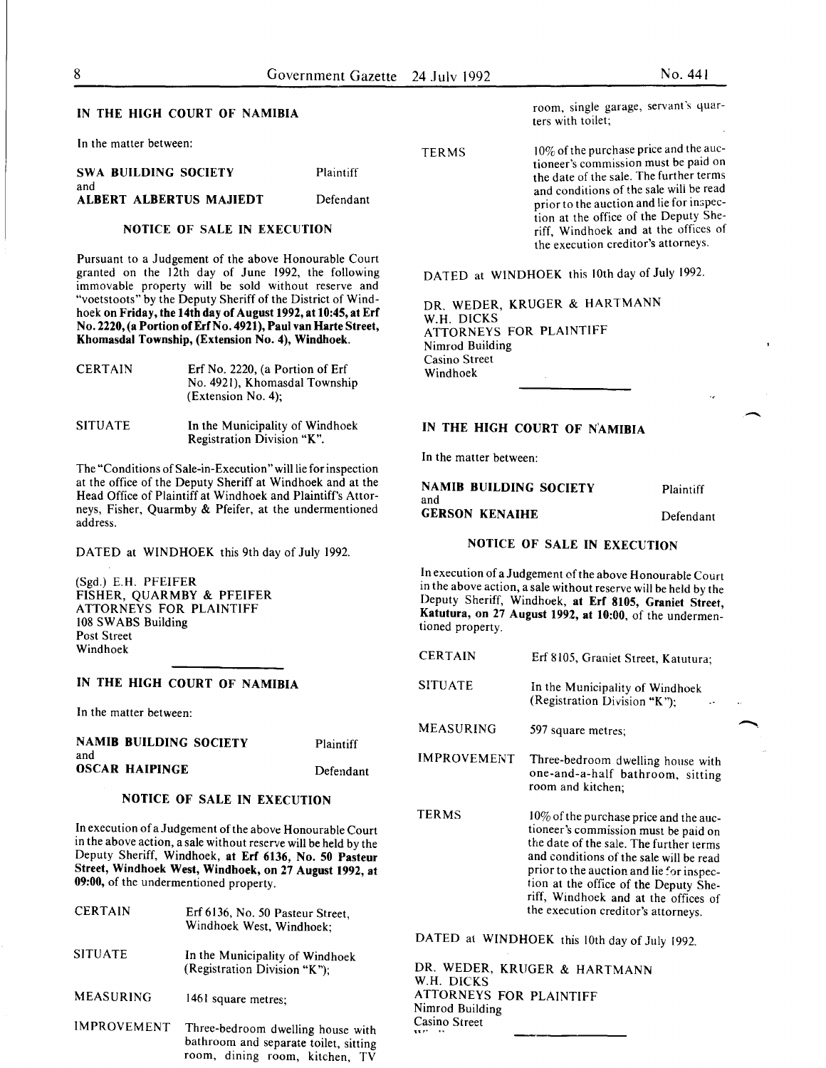## IN THE HIGH COURT OF NAMIBIA

In the matter between:

| | |
|---|---|
| **SWA BUILDING SOCIETY** | Plaintiff |
| and | |
| **ALBERT ALBERTUS MAJIEDT** | Defendant |

### NOTICE OF SALE IN EXECUTION

Pursuant to a Judgement of the above Honourable Court granted on the 12th day of June 1992, the following immovable property will be sold without reserve and "voetstoots" by the Deputy Sheriff of the District of Windhoek **on Friday, the 14th day of August 1992, at 10:45, at Erf No. 2220, (a Portion of Erf No. 4921), Paul van Harte Street, Khomasdal Township, (Extension No. 4), Windhoek.**

| | |
|---|---|
| CERTAIN | Erf No. 2220, (a Portion of Erf No. 4921), Khomasdal Township (Extension No. 4); |
| SITUATE | In the Municipality of Windhoek Registration Division "K". |

The "Conditions of Sale-in-Execution" will lie for inspection at the office of the Deputy Sheriff at Windhoek and at the Head Office of Plaintiff at Windhoek and Plaintiff's Attorneys, Fisher, Quarmby & Pfeifer, at the undermentioned address.

DATED at WINDHOEK this 9th day of July 1992.

(Sgd.) E.H. PFEIFER
FISHER, QUARMBY & PFEIFER
ATTORNEYS FOR PLAINTIFF
108 SWABS Building
Post Street
Windhoek

## IN THE HIGH COURT OF NAMIBIA

In the matter between:

| | |
|---|---|
| **NAMIB BUILDING SOCIETY** | Plaintiff |
| and | |
| **OSCAR HAIPINGE** | Defendant |

### NOTICE OF SALE IN EXECUTION

In execution of a Judgement of the above Honourable Court in the above action, a sale without reserve will be held by the Deputy Sheriff, Windhoek, **at Erf 6136, No. 50 Pasteur Street, Windhoek West, Windhoek, on 27 August 1992, at 09:00,** of the undermentioned property.

| | |
|---|---|
| CERTAIN | Erf 6136, No. 50 Pasteur Street, Windhoek West, Windhoek; |
| SITUATE | In the Municipality of Windhoek (Registration Division "K"); |
| MEASURING | 1461 square metres; |
| IMPROVEMENT | Three-bedroom dwelling house with bathroom and separate toilet, sitting room, dining room, kitchen, TV room, single garage, servant's quarters with toilet; |
| TERMS | 10% of the purchase price and the auctioneer's commission must be paid on the date of the sale. The further terms and conditions of the sale will be read prior to the auction and lie for inspection at the office of the Deputy Sheriff, Windhoek and at the offices of the execution creditor's attorneys. |

DATED at WINDHOEK this 10th day of July 1992.

DR. WEDER, KRUGER & HARTMANN
W.H. DICKS
ATTORNEYS FOR PLAINTIFF
Nimrod Building
Casino Street
Windhoek

## IN THE HIGH COURT OF NAMIBIA

In the matter between:

| | |
|---|---|
| **NAMIB BUILDING SOCIETY** | Plaintiff |
| and | |
| **GERSON KENAIHE** | Defendant |

### NOTICE OF SALE IN EXECUTION

In execution of a Judgement of the above Honourable Court in the above action, a sale without reserve will be held by the Deputy Sheriff, Windhoek, **at Erf 8105, Graniet Street, Katutura, on 27 August 1992, at 10:00,** of the undermentioned property.

| | |
|---|---|
| CERTAIN | Erf 8105, Graniet Street, Katutura; |
| SITUATE | In the Municipality of Windhoek (Registration Division "K"); |
| MEASURING | 597 square metres; |
| IMPROVEMENT | Three-bedroom dwelling house with one-and-a-half bathroom, sitting room and kitchen; |
| TERMS | 10% of the purchase price and the auctioneer's commission must be paid on the date of the sale. The further terms and conditions of the sale will be read prior to the auction and lie for inspection at the office of the Deputy Sheriff, Windhoek and at the offices of the execution creditor's attorneys. |

DATED at WINDHOEK this 10th day of July 1992.

DR. WEDER, KRUGER & HARTMANN
W.H. DICKS
ATTORNEYS FOR PLAINTIFF
Nimrod Building
Casino Street
W...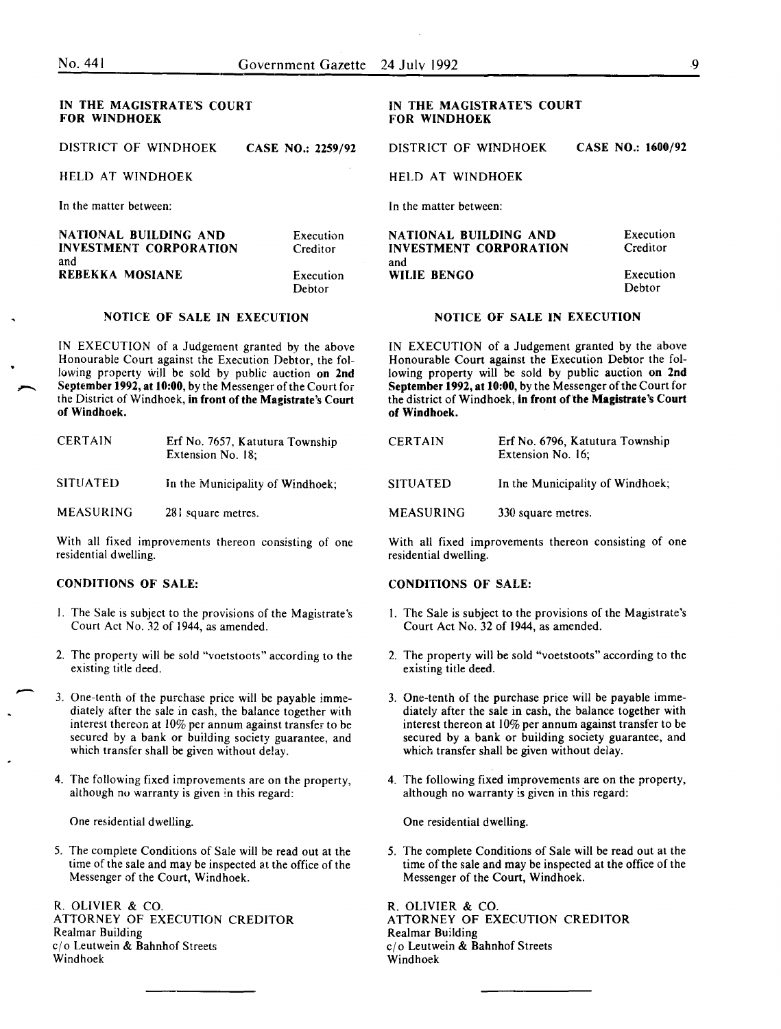## IN THE MAGISTRATE'S COURT FOR WINDHOEK

DISTRICT OF WINDHOEK **CASE NO.: 2259/92**

HELD AT WINDHOEK

In the matter between:

| | |
|---|---|
| **NATIONAL BUILDING AND INVESTMENT CORPORATION** | Execution Creditor |
| and | |
| **REBEKKA MOSIANE** | Execution Debtor |

### NOTICE OF SALE IN EXECUTION

IN EXECUTION of a Judgement granted by the above Honourable Court against the Execution Debtor, the following property will be sold by public auction **on 2nd September 1992, at 10:00,** by the Messenger of the Court for the District of Windhoek, **in front of the Magistrate's Court of Windhoek.**

| | |
|---|---|
| CERTAIN | Erf No. 7657, Katutura Township Extension No. 18; |
| SITUATED | In the Municipality of Windhoek; |
| MEASURING | 281 square metres. |

With all fixed improvements thereon consisting of one residential dwelling.

**CONDITIONS OF SALE:**

1. The Sale is subject to the provisions of the Magistrate's Court Act No. 32 of 1944, as amended.
2. The property will be sold "voetstoots" according to the existing title deed.
3. One-tenth of the purchase price will be payable immediately after the sale in cash, the balance together with interest thereon at 10% per annum against transfer to be secured by a bank or building society guarantee, and which transfer shall be given without delay.
4. The following fixed improvements are on the property, although no warranty is given in this regard:

   One residential dwelling.

5. The complete Conditions of Sale will be read out at the time of the sale and may be inspected at the office of the Messenger of the Court, Windhoek.

R. OLIVIER & CO.
ATTORNEY OF EXECUTION CREDITOR
Realmar Building
c/o Leutwein & Bahnhof Streets
Windhoek

---

## IN THE MAGISTRATE'S COURT FOR WINDHOEK

DISTRICT OF WINDHOEK **CASE NO.: 1600/92**

HELD AT WINDHOEK

In the matter between:

| | |
|---|---|
| **NATIONAL BUILDING AND INVESTMENT CORPORATION** | Execution Creditor |
| and | |
| **WILIE BENGO** | Execution Debtor |

### NOTICE OF SALE IN EXECUTION

IN EXECUTION of a Judgement granted by the above Honourable Court against the Execution Debtor the following property will be sold by public auction **on 2nd September 1992, at 10:00,** by the Messenger of the Court for the district of Windhoek, **in front of the Magistrate's Court of Windhoek.**

| | |
|---|---|
| CERTAIN | Erf No. 6796, Katutura Township Extension No. 16; |
| SITUATED | In the Municipality of Windhoek; |
| MEASURING | 330 square metres. |

With all fixed improvements thereon consisting of one residential dwelling.

**CONDITIONS OF SALE:**

1. The Sale is subject to the provisions of the Magistrate's Court Act No. 32 of 1944, as amended.
2. The property will be sold "voetstoots" according to the existing title deed.
3. One-tenth of the purchase price will be payable immediately after the sale in cash, the balance together with interest thereon at 10% per annum against transfer to be secured by a bank or building society guarantee, and which transfer shall be given without delay.
4. The following fixed improvements are on the property, although no warranty is given in this regard:

   One residential dwelling.

5. The complete Conditions of Sale will be read out at the time of the sale and may be inspected at the office of the Messenger of the Court, Windhoek.

R. OLIVIER & CO.
ATTORNEY OF EXECUTION CREDITOR
Realmar Building
c/o Leutwein & Bahnhof Streets
Windhoek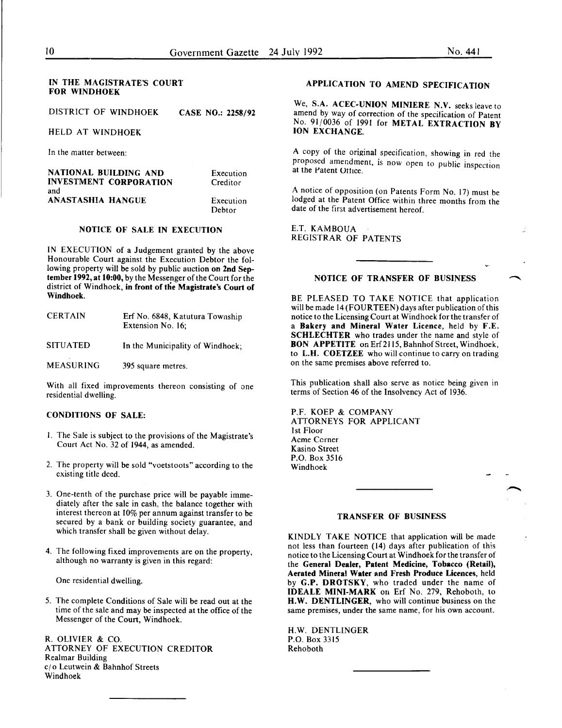## IN THE MAGISTRATE'S COURT FOR WINDHOEK

DISTRICT OF WINDHOEK **CASE NO.: 2258/92**

HELD AT WINDHOEK

In the matter between:

| | |
|---|---|
| **NATIONAL BUILDING AND INVESTMENT CORPORATION** | Execution Creditor |
| and | |
| **ANASTASHIA HANGUE** | Execution Debtor |

### NOTICE OF SALE IN EXECUTION

IN EXECUTION of a Judgement granted by the above Honourable Court against the Execution Debtor the following property will be sold by public auction **on 2nd September 1992, at 10:00,** by the Messenger of the Court for the district of Windhoek, **in front of the Magistrate's Court of Windhoek.**

| | |
|---|---|
| CERTAIN | Erf No. 6848, Katutura Township Extension No. 16; |
| SITUATED | In the Municipality of Windhoek; |
| MEASURING | 395 square metres. |

With all fixed improvements thereon consisting of one residential dwelling.

**CONDITIONS OF SALE:**

1. The Sale is subject to the provisions of the Magistrate's Court Act No. 32 of 1944, as amended.
2. The property will be sold "voetstoots" according to the existing title deed.
3. One-tenth of the purchase price will be payable immediately after the sale in cash, the balance together with interest thereon at 10% per annum against transfer to be secured by a bank or building society guarantee, and which transfer shall be given without delay.
4. The following fixed improvements are on the property, although no warranty is given in this regard:

   One residential dwelling.

5. The complete Conditions of Sale will be read out at the time of the sale and may be inspected at the office of the Messenger of the Court, Windhoek.

R. OLIVIER & CO.
ATTORNEY OF EXECUTION CREDITOR
Realmar Building
c/o Leutwein & Bahnhof Streets
Windhoek

---

### APPLICATION TO AMEND SPECIFICATION

We, **S.A. ACEC-UNION MINIERE N.V.** seeks leave to amend by way of correction of the specification of Patent No. 91/0036 of 1991 for **METAL EXTRACTION BY ION EXCHANGE.**

A copy of the original specification, showing in red the proposed amendment, is now open to public inspection at the Patent Office.

A notice of opposition (on Patents Form No. 17) must be lodged at the Patent Office within three months from the date of the first advertisement hereof.

E.T. KAMBOUA
REGISTRAR OF PATENTS

---

### NOTICE OF TRANSFER OF BUSINESS

BE PLEASED TO TAKE NOTICE that application will be made 14 (FOURTEEN) days after publication of this notice to the Licensing Court at Windhoek for the transfer of a **Bakery and Mineral Water Licence**, held by **F.E. SCHLECHTER** who trades under the name and style of **BON APPETITE** on Erf 2115, Bahnhof Street, Windhoek, to **L.H. COETZEE** who will continue to carry on trading on the same premises above referred to.

This publication shall also serve as notice being given in terms of Section 46 of the Insolvency Act of 1936.

P.F. KOEP & COMPANY
ATTORNEYS FOR APPLICANT
1st Floor
Acme Corner
Kasino Street
P.O. Box 3516
Windhoek

---

### TRANSFER OF BUSINESS

KINDLY TAKE NOTICE that application will be made not less than fourteen (14) days after publication of this notice to the Licensing Court at Windhoek for the transfer of the **General Dealer, Patent Medicine, Tobacco (Retail), Aerated Mineral Water and Fresh Produce Licences**, held by **G.P. DROTSKY**, who traded under the name of **IDEALE MINI-MARK** on Erf No. 279, Rehoboth, to **H.W. DENTLINGER**, who will continue business on the same premises, under the same name, for his own account.

H.W. DENTLINGER
P.O. Box 3315
Rehoboth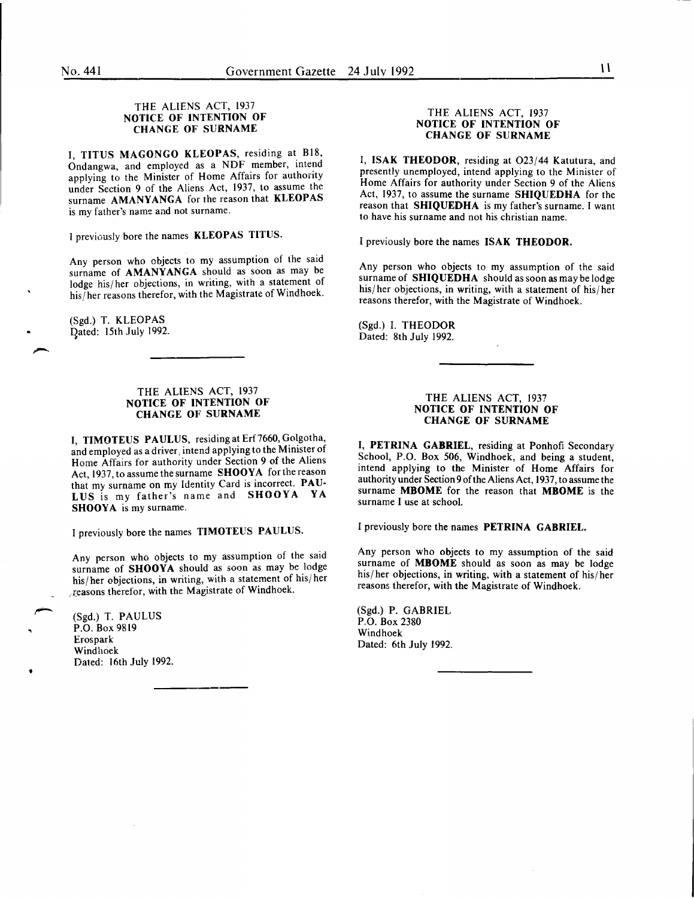THE ALIENS ACT, 1937
**NOTICE OF INTENTION OF CHANGE OF SURNAME**

I, **TITUS MAGONGO KLEOPAS**, residing at B18, Ondangwa, and employed as a NDF member, intend applying to the Minister of Home Affairs for authority under Section 9 of the Aliens Act, 1937, to assume the surname **AMANYANGA** for the reason that **KLEOPAS** is my father's name and not surname.

I previously bore the names **KLEOPAS TITUS.**

Any person who objects to my assumption of the said surname of **AMANYANGA** should as soon as may be lodge his/her objections, in writing, with a statement of his/her reasons therefor, with the Magistrate of Windhoek.

(Sgd.) T. KLEOPAS
Dated: 15th July 1992.

---

THE ALIENS ACT, 1937
**NOTICE OF INTENTION OF CHANGE OF SURNAME**

I, **TIMOTEUS PAULUS**, residing at Erf 7660, Golgotha, and employed as a driver, intend applying to the Minister of Home Affairs for authority under Section 9 of the Aliens Act, 1937, to assume the surname **SHOOYA** for the reason that my surname on my Identity Card is incorrect. **PAULUS** is my father's name and **SHOOYA YA SHOOYA** is my surname.

I previously bore the names **TIMOTEUS PAULUS.**

Any person who objects to my assumption of the said surname of **SHOOYA** should as soon as may be lodge his/her objections, in writing, with a statement of his/her reasons therefor, with the Magistrate of Windhoek.

(Sgd.) T. PAULUS
P.O. Box 9819
Erospark
Windhoek
Dated: 16th July 1992.

---

THE ALIENS ACT, 1937
**NOTICE OF INTENTION OF CHANGE OF SURNAME**

I, **ISAK THEODOR**, residing at O23/44 Katutura, and presently unemployed, intend applying to the Minister of Home Affairs for authority under Section 9 of the Aliens Act, 1937, to assume the surname **SHIQUEDHA** for the reason that **SHIQUEDHA** is my father's surname. I want to have his surname and not his christian name.

I previously bore the names **ISAK THEODOR.**

Any person who objects to my assumption of the said surname of **SHIQUEDHA** should as soon as may be lodge his/her objections, in writing, with a statement of his/her reasons therefor, with the Magistrate of Windhoek.

(Sgd.) I. THEODOR
Dated: 8th July 1992.

---

THE ALIENS ACT, 1937
**NOTICE OF INTENTION OF CHANGE OF SURNAME**

I, **PETRINA GABRIEL**, residing at Ponhofi Secondary School, P.O. Box 506, Windhoek, and being a student, intend applying to the Minister of Home Affairs for authority under Section 9 of the Aliens Act, 1937, to assume the surname **MBOME** for the reason that **MBOME** is the surname I use at school.

I previously bore the names **PETRINA GABRIEL.**

Any person who objects to my assumption of the said surname of **MBOME** should as soon as may be lodge his/her objections, in writing, with a statement of his/her reasons therefor, with the Magistrate of Windhoek.

(Sgd.) P. GABRIEL
P.O. Box 2380
Windhoek
Dated: 6th July 1992.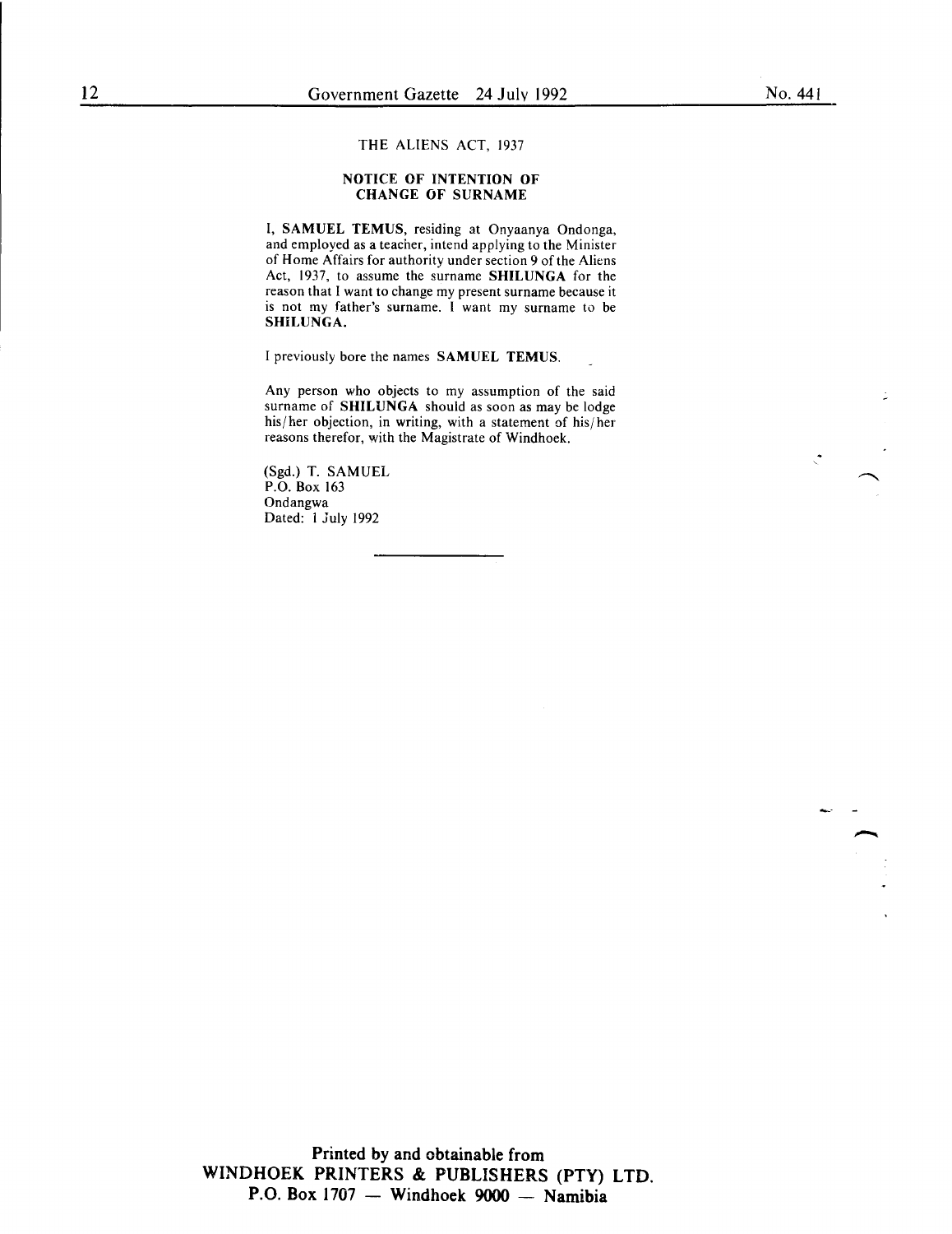## THE ALIENS ACT, 1937

### NOTICE OF INTENTION OF CHANGE OF SURNAME

I, **SAMUEL TEMUS**, residing at Onyaanya Ondonga, and employed as a teacher, intend applying to the Minister of Home Affairs for authority under section 9 of the Aliens Act, 1937, to assume the surname **SHILUNGA** for the reason that I want to change my present surname because it is not my father's surname. I want my surname to be **SHILUNGA.**

I previously bore the names **SAMUEL TEMUS**.

Any person who objects to my assumption of the said surname of **SHILUNGA** should as soon as may be lodge his/her objection, in writing, with a statement of his/her reasons therefor, with the Magistrate of Windhoek.

(Sgd.) T. SAMUEL
P.O. Box 163
Ondangwa
Dated: 1 July 1992

---

**Printed by and obtainable from**
**WINDHOEK PRINTERS & PUBLISHERS (PTY) LTD.**
**P.O. Box 1707 — Windhoek 9000 — Namibia**